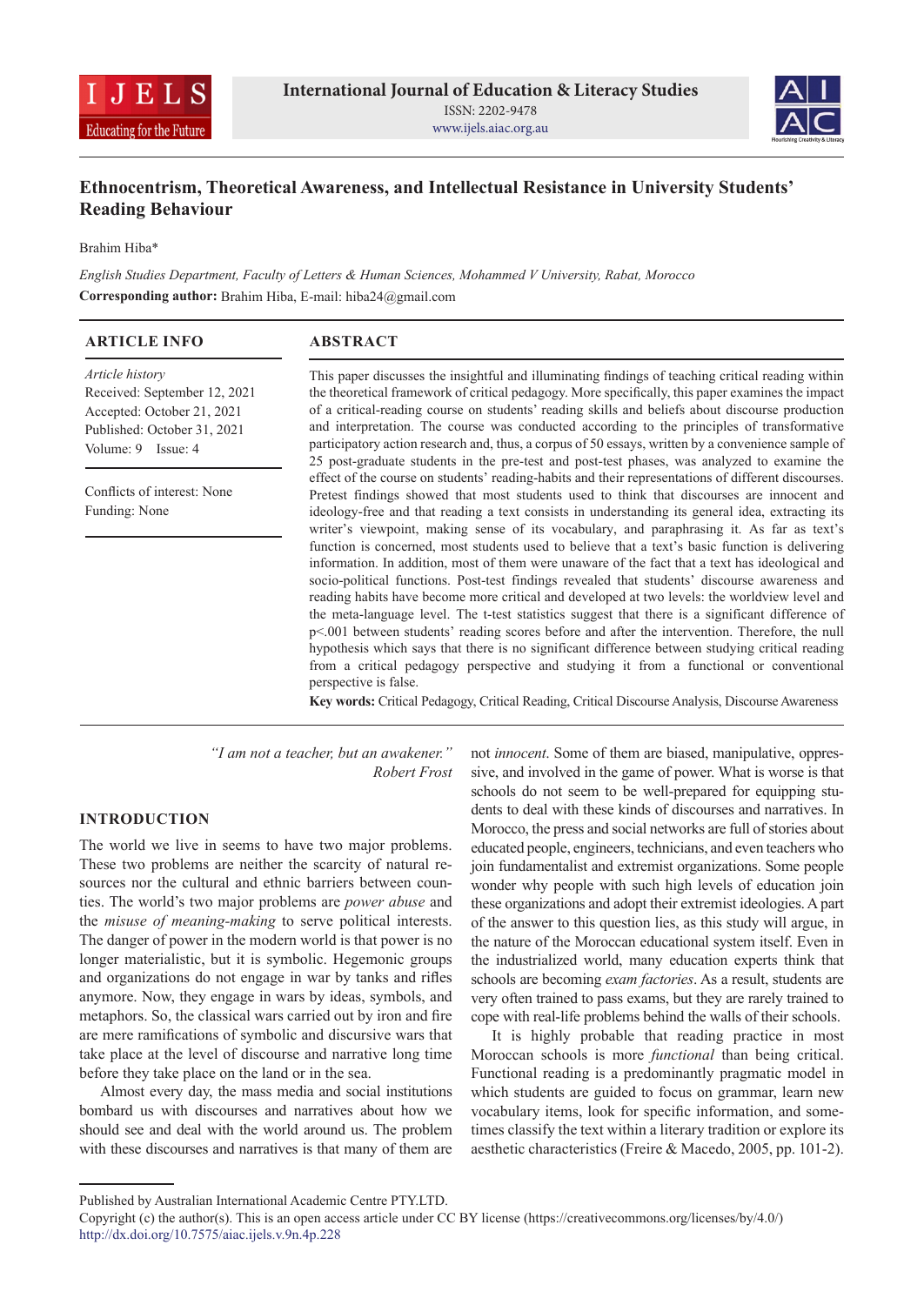# Ethnocentrism, Theoretical Awareness, and Intellectual Resistance in University Students' Reading Behaviour

Brahim Hiba*

*English Studies Department, Faculty of Letters & Human Sciences, Mohammed V University, Rabat, Morocco*

**Corresponding author:** Brahim Hiba, E-mail: hiba24@gmail.com

## ARTICLE INFO

*Article history*
Received: September 12, 2021
Accepted: October 21, 2021
Published: October 31, 2021
Volume: 9 Issue: 4

Conflicts of interest: None
Funding: None

## ABSTRACT

This paper discusses the insightful and illuminating findings of teaching critical reading within the theoretical framework of critical pedagogy. More specifically, this paper examines the impact of a critical-reading course on students' reading skills and beliefs about discourse production and interpretation. The course was conducted according to the principles of transformative participatory action research and, thus, a corpus of 50 essays, written by a convenience sample of 25 post-graduate students in the pre-test and post-test phases, was analyzed to examine the effect of the course on students' reading-habits and their representations of different discourses. Pretest findings showed that most students used to think that discourses are innocent and ideology-free and that reading a text consists in understanding its general idea, extracting its writer's viewpoint, making sense of its vocabulary, and paraphrasing it. As far as text's function is concerned, most students used to believe that a text's basic function is delivering information. In addition, most of them were unaware of the fact that a text has ideological and socio-political functions. Post-test findings revealed that students' discourse awareness and reading habits have become more critical and developed at two levels: the worldview level and the meta-language level. The t-test statistics suggest that there is a significant difference of $p<.001$ between students' reading scores before and after the intervention. Therefore, the null hypothesis which says that there is no significant difference between studying critical reading from a critical pedagogy perspective and studying it from a functional or conventional perspective is false.

**Key words:** Critical Pedagogy, Critical Reading, Critical Discourse Analysis, Discourse Awareness

*"I am not a teacher, but an awakener."*
*Robert Frost*

## INTRODUCTION

The world we live in seems to have two major problems. These two problems are neither the scarcity of natural resources nor the cultural and ethnic barriers between countries. The world's two major problems are *power abuse* and the *misuse of meaning-making* to serve political interests. The danger of power in the modern world is that power is no longer materialistic, but it is symbolic. Hegemonic groups and organizations do not engage in war by tanks and rifles anymore. Now, they engage in wars by ideas, symbols, and metaphors. So, the classical wars carried out by iron and fire are mere ramifications of symbolic and discursive wars that take place at the level of discourse and narrative long time before they take place on the land or in the sea.

Almost every day, the mass media and social institutions bombard us with discourses and narratives about how we should see and deal with the world around us. The problem with these discourses and narratives is that many of them are not *innocent*. Some of them are biased, manipulative, oppressive, and involved in the game of power. What is worse is that schools do not seem to be well-prepared for equipping students to deal with these kinds of discourses and narratives. In Morocco, the press and social networks are full of stories about educated people, engineers, technicians, and even teachers who join fundamentalist and extremist organizations. Some people wonder why people with such high levels of education join these organizations and adopt their extremist ideologies. A part of the answer to this question lies, as this study will argue, in the nature of the Moroccan educational system itself. Even in the industrialized world, many education experts think that schools are becoming *exam factories*. As a result, students are very often trained to pass exams, but they are rarely trained to cope with real-life problems behind the walls of their schools.

It is highly probable that reading practice in most Moroccan schools is more *functional* than being critical. Functional reading is a predominantly pragmatic model in which students are guided to focus on grammar, learn new vocabulary items, look for specific information, and sometimes classify the text within a literary tradition or explore its aesthetic characteristics (Freire & Macedo, 2005, pp. 101-2).

Published by Australian International Academic Centre PTY.LTD.
Copyright (c) the author(s). This is an open access article under CC BY license (https://creativecommons.org/licenses/by/4.0/)
http://dx.doi.org/10.7575/aiac.ijels.v.9n.4p.228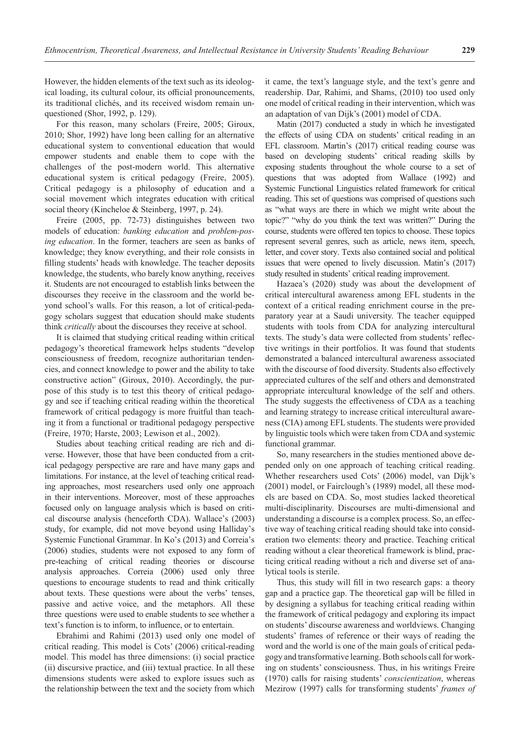However, the hidden elements of the text such as its ideological loading, its cultural colour, its official pronouncements, its traditional clichés, and its received wisdom remain unquestioned (Shor, 1992, p. 129).

For this reason, many scholars (Freire, 2005; Giroux, 2010; Shor, 1992) have long been calling for an alternative educational system to conventional education that would empower students and enable them to cope with the challenges of the post-modern world. This alternative educational system is critical pedagogy (Freire, 2005). Critical pedagogy is a philosophy of education and a social movement which integrates education with critical social theory (Kincheloe & Steinberg, 1997, p. 24).

Freire (2005, pp. 72-73) distinguishes between two models of education: *banking education* and *problem-posing education*. In the former, teachers are seen as banks of knowledge; they know everything, and their role consists in filling students' heads with knowledge. The teacher deposits knowledge, the students, who barely know anything, receives it. Students are not encouraged to establish links between the discourses they receive in the classroom and the world beyond school's walls. For this reason, a lot of critical-pedagogy scholars suggest that education should make students think *critically* about the discourses they receive at school.

It is claimed that studying critical reading within critical pedagogy's theoretical framework helps students "develop consciousness of freedom, recognize authoritarian tendencies, and connect knowledge to power and the ability to take constructive action" (Giroux, 2010). Accordingly, the purpose of this study is to test this theory of critical pedagogy and see if teaching critical reading within the theoretical framework of critical pedagogy is more fruitful than teaching it from a functional or traditional pedagogy perspective (Freire, 1970; Harste, 2003; Lewison et al., 2002).

Studies about teaching critical reading are rich and diverse. However, those that have been conducted from a critical pedagogy perspective are rare and have many gaps and limitations. For instance, at the level of teaching critical reading approaches, most researchers used only one approach in their interventions. Moreover, most of these approaches focused only on language analysis which is based on critical discourse analysis (henceforth CDA). Wallace's (2003) study, for example, did not move beyond using Halliday's Systemic Functional Grammar. In Ko's (2013) and Correia's (2006) studies, students were not exposed to any form of pre-teaching of critical reading theories or discourse analysis approaches. Correia (2006) used only three questions to encourage students to read and think critically about texts. These questions were about the verbs' tenses, passive and active voice, and the metaphors. All these three questions were used to enable students to see whether a text's function is to inform, to influence, or to entertain.

Ebrahimi and Rahimi (2013) used only one model of critical reading. This model is Cots' (2006) critical-reading model. This model has three dimensions: (i) social practice (ii) discursive practice, and (iii) textual practice. In all these dimensions students were asked to explore issues such as the relationship between the text and the society from which it came, the text's language style, and the text's genre and readership. Dar, Rahimi, and Shams, (2010) too used only one model of critical reading in their intervention, which was an adaptation of van Dijk's (2001) model of CDA.

Matin (2017) conducted a study in which he investigated the effects of using CDA on students' critical reading in an EFL classroom. Martin's (2017) critical reading course was based on developing students' critical reading skills by exposing students throughout the whole course to a set of questions that was adopted from Wallace (1992) and Systemic Functional Linguistics related framework for critical reading. This set of questions was comprised of questions such as "what ways are there in which we might write about the topic?" "why do you think the text was written?" During the course, students were offered ten topics to choose. These topics represent several genres, such as article, news item, speech, letter, and cover story. Texts also contained social and political issues that were opened to lively discussion. Matin's (2017) study resulted in students' critical reading improvement.

Hazaea's (2020) study was about the development of critical intercultural awareness among EFL students in the context of a critical reading enrichment course in the preparatory year at a Saudi university. The teacher equipped students with tools from CDA for analyzing intercultural texts. The study's data were collected from students' reflective writings in their portfolios. It was found that students demonstrated a balanced intercultural awareness associated with the discourse of food diversity. Students also effectively appreciated cultures of the self and others and demonstrated appropriate intercultural knowledge of the self and others. The study suggests the effectiveness of CDA as a teaching and learning strategy to increase critical intercultural awareness (CIA) among EFL students. The students were provided by linguistic tools which were taken from CDA and systemic functional grammar.

So, many researchers in the studies mentioned above depended only on one approach of teaching critical reading. Whether researchers used Cots' (2006) model, van Dijk's (2001) model, or Fairclough's (1989) model, all these models are based on CDA. So, most studies lacked theoretical multi-disciplinarity. Discourses are multi-dimensional and understanding a discourse is a complex process. So, an effective way of teaching critical reading should take into consideration two elements: theory and practice. Teaching critical reading without a clear theoretical framework is blind, practicing critical reading without a rich and diverse set of analytical tools is sterile.

Thus, this study will fill in two research gaps: a theory gap and a practice gap. The theoretical gap will be filled in by designing a syllabus for teaching critical reading within the framework of critical pedagogy and exploring its impact on students' discourse awareness and worldviews. Changing students' frames of reference or their ways of reading the word and the world is one of the main goals of critical pedagogy and transformative learning. Both schools call for working on students' consciousness. Thus, in his writings Freire (1970) calls for raising students' *conscientization*, whereas Mezirow (1997) calls for transforming students' *frames of*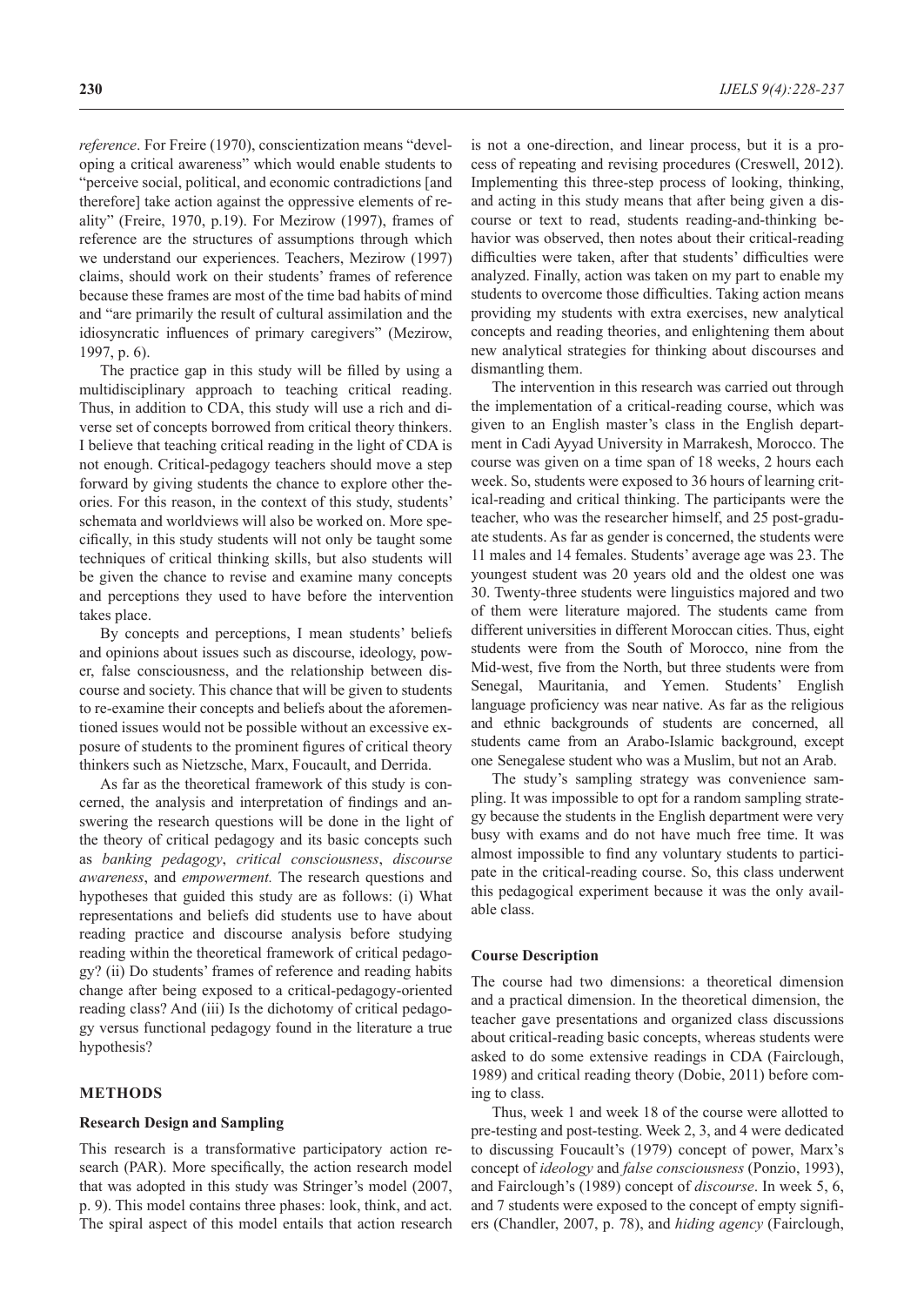*reference*. For Freire (1970), conscientization means "developing a critical awareness" which would enable students to "perceive social, political, and economic contradictions [and therefore] take action against the oppressive elements of reality" (Freire, 1970, p.19). For Mezirow (1997), frames of reference are the structures of assumptions through which we understand our experiences. Teachers, Mezirow (1997) claims, should work on their students' frames of reference because these frames are most of the time bad habits of mind and "are primarily the result of cultural assimilation and the idiosyncratic influences of primary caregivers" (Mezirow, 1997, p. 6).

The practice gap in this study will be filled by using a multidisciplinary approach to teaching critical reading. Thus, in addition to CDA, this study will use a rich and diverse set of concepts borrowed from critical theory thinkers. I believe that teaching critical reading in the light of CDA is not enough. Critical-pedagogy teachers should move a step forward by giving students the chance to explore other theories. For this reason, in the context of this study, students' schemata and worldviews will also be worked on. More specifically, in this study students will not only be taught some techniques of critical thinking skills, but also students will be given the chance to revise and examine many concepts and perceptions they used to have before the intervention takes place.

By concepts and perceptions, I mean students' beliefs and opinions about issues such as discourse, ideology, power, false consciousness, and the relationship between discourse and society. This chance that will be given to students to re-examine their concepts and beliefs about the aforementioned issues would not be possible without an excessive exposure of students to the prominent figures of critical theory thinkers such as Nietzsche, Marx, Foucault, and Derrida.

As far as the theoretical framework of this study is concerned, the analysis and interpretation of findings and answering the research questions will be done in the light of the theory of critical pedagogy and its basic concepts such as *banking pedagogy*, *critical consciousness*, *discourse awareness*, and *empowerment.* The research questions and hypotheses that guided this study are as follows: (i) What representations and beliefs did students use to have about reading practice and discourse analysis before studying reading within the theoretical framework of critical pedagogy? (ii) Do students' frames of reference and reading habits change after being exposed to a critical-pedagogy-oriented reading class? And (iii) Is the dichotomy of critical pedagogy versus functional pedagogy found in the literature a true hypothesis?

## METHODS

### Research Design and Sampling

This research is a transformative participatory action research (PAR). More specifically, the action research model that was adopted in this study was Stringer's model (2007, p. 9). This model contains three phases: look, think, and act. The spiral aspect of this model entails that action research is not a one-direction, and linear process, but it is a process of repeating and revising procedures (Creswell, 2012). Implementing this three-step process of looking, thinking, and acting in this study means that after being given a discourse or text to read, students reading-and-thinking behavior was observed, then notes about their critical-reading difficulties were taken, after that students' difficulties were analyzed. Finally, action was taken on my part to enable my students to overcome those difficulties. Taking action means providing my students with extra exercises, new analytical concepts and reading theories, and enlightening them about new analytical strategies for thinking about discourses and dismantling them.

The intervention in this research was carried out through the implementation of a critical-reading course, which was given to an English master's class in the English department in Cadi Ayyad University in Marrakesh, Morocco. The course was given on a time span of 18 weeks, 2 hours each week. So, students were exposed to 36 hours of learning critical-reading and critical thinking. The participants were the teacher, who was the researcher himself, and 25 post-graduate students. As far as gender is concerned, the students were 11 males and 14 females. Students' average age was 23. The youngest student was 20 years old and the oldest one was 30. Twenty-three students were linguistics majored and two of them were literature majored. The students came from different universities in different Moroccan cities. Thus, eight students were from the South of Morocco, nine from the Mid-west, five from the North, but three students were from Senegal, Mauritania, and Yemen. Students' English language proficiency was near native. As far as the religious and ethnic backgrounds of students are concerned, all students came from an Arabo-Islamic background, except one Senegalese student who was a Muslim, but not an Arab.

The study's sampling strategy was convenience sampling. It was impossible to opt for a random sampling strategy because the students in the English department were very busy with exams and do not have much free time. It was almost impossible to find any voluntary students to participate in the critical-reading course. So, this class underwent this pedagogical experiment because it was the only available class.

### Course Description

The course had two dimensions: a theoretical dimension and a practical dimension. In the theoretical dimension, the teacher gave presentations and organized class discussions about critical-reading basic concepts, whereas students were asked to do some extensive readings in CDA (Fairclough, 1989) and critical reading theory (Dobie, 2011) before coming to class.

Thus, week 1 and week 18 of the course were allotted to pre-testing and post-testing. Week 2, 3, and 4 were dedicated to discussing Foucault's (1979) concept of power, Marx's concept of *ideology* and *false consciousness* (Ponzio, 1993), and Fairclough's (1989) concept of *discourse*. In week 5, 6, and 7 students were exposed to the concept of empty signifiers (Chandler, 2007, p. 78), and *hiding agency* (Fairclough,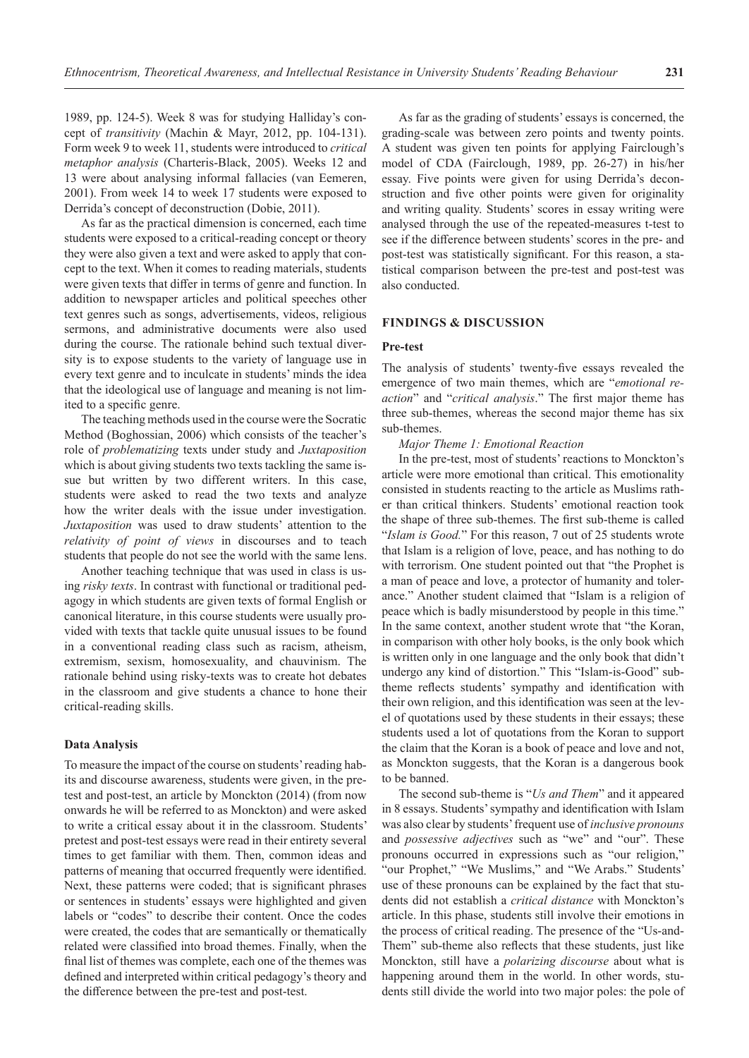1989, pp. 124-5). Week 8 was for studying Halliday's concept of *transitivity* (Machin & Mayr, 2012, pp. 104-131). Form week 9 to week 11, students were introduced to *critical metaphor analysis* (Charteris-Black, 2005). Weeks 12 and 13 were about analysing informal fallacies (van Eemeren, 2001). From week 14 to week 17 students were exposed to Derrida's concept of deconstruction (Dobie, 2011).

As far as the practical dimension is concerned, each time students were exposed to a critical-reading concept or theory they were also given a text and were asked to apply that concept to the text. When it comes to reading materials, students were given texts that differ in terms of genre and function. In addition to newspaper articles and political speeches other text genres such as songs, advertisements, videos, religious sermons, and administrative documents were also used during the course. The rationale behind such textual diversity is to expose students to the variety of language use in every text genre and to inculcate in students' minds the idea that the ideological use of language and meaning is not limited to a specific genre.

The teaching methods used in the course were the Socratic Method (Boghossian, 2006) which consists of the teacher's role of *problematizing* texts under study and *Juxtaposition* which is about giving students two texts tackling the same issue but written by two different writers. In this case, students were asked to read the two texts and analyze how the writer deals with the issue under investigation. *Juxtaposition* was used to draw students' attention to the *relativity of point of views* in discourses and to teach students that people do not see the world with the same lens.

Another teaching technique that was used in class is using *risky texts*. In contrast with functional or traditional pedagogy in which students are given texts of formal English or canonical literature, in this course students were usually provided with texts that tackle quite unusual issues to be found in a conventional reading class such as racism, atheism, extremism, sexism, homosexuality, and chauvinism. The rationale behind using risky-texts was to create hot debates in the classroom and give students a chance to hone their critical-reading skills.

### Data Analysis

To measure the impact of the course on students' reading habits and discourse awareness, students were given, in the pretest and post-test, an article by Monckton (2014) (from now onwards he will be referred to as Monckton) and were asked to write a critical essay about it in the classroom. Students' pretest and post-test essays were read in their entirety several times to get familiar with them. Then, common ideas and patterns of meaning that occurred frequently were identified. Next, these patterns were coded; that is significant phrases or sentences in students' essays were highlighted and given labels or "codes" to describe their content. Once the codes were created, the codes that are semantically or thematically related were classified into broad themes. Finally, when the final list of themes was complete, each one of the themes was defined and interpreted within critical pedagogy's theory and the difference between the pre-test and post-test.

As far as the grading of students' essays is concerned, the grading-scale was between zero points and twenty points. A student was given ten points for applying Fairclough's model of CDA (Fairclough, 1989, pp. 26-27) in his/her essay. Five points were given for using Derrida's deconstruction and five other points were given for originality and writing quality. Students' scores in essay writing were analysed through the use of the repeated-measures t-test to see if the difference between students' scores in the pre- and post-test was statistically significant. For this reason, a statistical comparison between the pre-test and post-test was also conducted.

## FINDINGS & DISCUSSION

### Pre-test

The analysis of students' twenty-five essays revealed the emergence of two main themes, which are "*emotional reaction*" and "*critical analysis*." The first major theme has three sub-themes, whereas the second major theme has six sub-themes.

*Major Theme 1: Emotional Reaction*

In the pre-test, most of students' reactions to Monckton's article were more emotional than critical. This emotionality consisted in students reacting to the article as Muslims rather than critical thinkers. Students' emotional reaction took the shape of three sub-themes. The first sub-theme is called "*Islam is Good.*" For this reason, 7 out of 25 students wrote that Islam is a religion of love, peace, and has nothing to do with terrorism. One student pointed out that "the Prophet is a man of peace and love, a protector of humanity and tolerance." Another student claimed that "Islam is a religion of peace which is badly misunderstood by people in this time." In the same context, another student wrote that "the Koran, in comparison with other holy books, is the only book which is written only in one language and the only book that didn't undergo any kind of distortion." This "Islam-is-Good" sub-theme reflects students' sympathy and identification with their own religion, and this identification was seen at the level of quotations used by these students in their essays; these students used a lot of quotations from the Koran to support the claim that the Koran is a book of peace and love and not, as Monckton suggests, that the Koran is a dangerous book to be banned.

The second sub-theme is "*Us and Them*" and it appeared in 8 essays. Students' sympathy and identification with Islam was also clear by students' frequent use of *inclusive pronouns* and *possessive adjectives* such as "we" and "our". These pronouns occurred in expressions such as "our religion," "our Prophet," "We Muslims," and "We Arabs." Students' use of these pronouns can be explained by the fact that students did not establish a *critical distance* with Monckton's article. In this phase, students still involve their emotions in the process of critical reading. The presence of the "Us-and-Them" sub-theme also reflects that these students, just like Monckton, still have a *polarizing discourse* about what is happening around them in the world. In other words, students still divide the world into two major poles: the pole of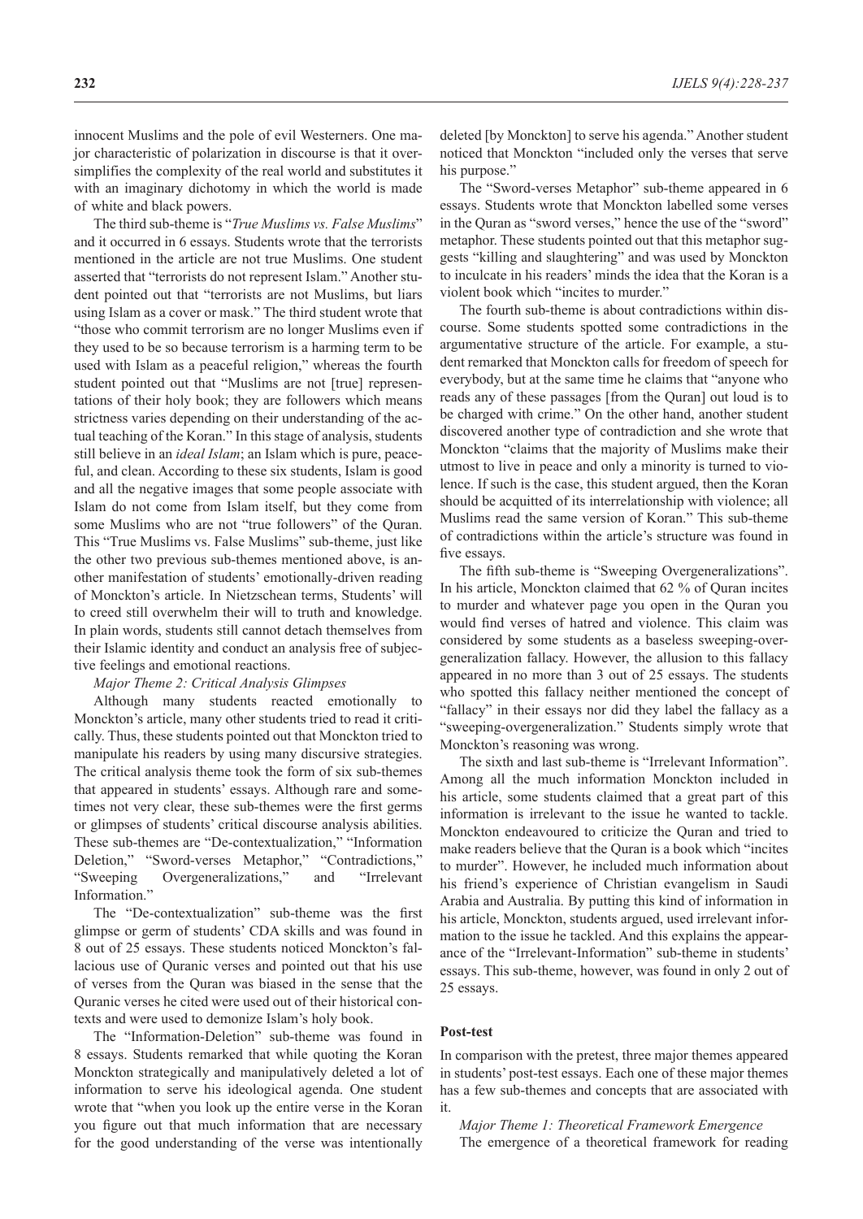innocent Muslims and the pole of evil Westerners. One major characteristic of polarization in discourse is that it oversimplifies the complexity of the real world and substitutes it with an imaginary dichotomy in which the world is made of white and black powers.

The third sub-theme is "*True Muslims vs. False Muslims*" and it occurred in 6 essays. Students wrote that the terrorists mentioned in the article are not true Muslims. One student asserted that "terrorists do not represent Islam." Another student pointed out that "terrorists are not Muslims, but liars using Islam as a cover or mask." The third student wrote that "those who commit terrorism are no longer Muslims even if they used to be so because terrorism is a harming term to be used with Islam as a peaceful religion," whereas the fourth student pointed out that "Muslims are not [true] representations of their holy book; they are followers which means strictness varies depending on their understanding of the actual teaching of the Koran." In this stage of analysis, students still believe in an *ideal Islam*; an Islam which is pure, peaceful, and clean. According to these six students, Islam is good and all the negative images that some people associate with Islam do not come from Islam itself, but they come from some Muslims who are not "true followers" of the Quran. This "True Muslims vs. False Muslims" sub-theme, just like the other two previous sub-themes mentioned above, is another manifestation of students' emotionally-driven reading of Monckton's article. In Nietzschean terms, Students' will to creed still overwhelm their will to truth and knowledge. In plain words, students still cannot detach themselves from their Islamic identity and conduct an analysis free of subjective feelings and emotional reactions.

*Major Theme 2: Critical Analysis Glimpses*

Although many students reacted emotionally to Monckton's article, many other students tried to read it critically. Thus, these students pointed out that Monckton tried to manipulate his readers by using many discursive strategies. The critical analysis theme took the form of six sub-themes that appeared in students' essays. Although rare and sometimes not very clear, these sub-themes were the first germs or glimpses of students' critical discourse analysis abilities. These sub-themes are "De-contextualization," "Information Deletion," "Sword-verses Metaphor," "Contradictions," "Sweeping Overgeneralizations," and "Irrelevant Information."

The "De-contextualization" sub-theme was the first glimpse or germ of students' CDA skills and was found in 8 out of 25 essays. These students noticed Monckton's fallacious use of Quranic verses and pointed out that his use of verses from the Quran was biased in the sense that the Quranic verses he cited were used out of their historical contexts and were used to demonize Islam's holy book.

The "Information-Deletion" sub-theme was found in 8 essays. Students remarked that while quoting the Koran Monckton strategically and manipulatively deleted a lot of information to serve his ideological agenda. One student wrote that "when you look up the entire verse in the Koran you figure out that much information that are necessary for the good understanding of the verse was intentionally deleted [by Monckton] to serve his agenda." Another student noticed that Monckton "included only the verses that serve his purpose."

The "Sword-verses Metaphor" sub-theme appeared in 6 essays. Students wrote that Monckton labelled some verses in the Quran as "sword verses," hence the use of the "sword" metaphor. These students pointed out that this metaphor suggests "killing and slaughtering" and was used by Monckton to inculcate in his readers' minds the idea that the Koran is a violent book which "incites to murder."

The fourth sub-theme is about contradictions within discourse. Some students spotted some contradictions in the argumentative structure of the article. For example, a student remarked that Monckton calls for freedom of speech for everybody, but at the same time he claims that "anyone who reads any of these passages [from the Quran] out loud is to be charged with crime." On the other hand, another student discovered another type of contradiction and she wrote that Monckton "claims that the majority of Muslims make their utmost to live in peace and only a minority is turned to violence. If such is the case, this student argued, then the Koran should be acquitted of its interrelationship with violence; all Muslims read the same version of Koran." This sub-theme of contradictions within the article's structure was found in five essays.

The fifth sub-theme is "Sweeping Overgeneralizations". In his article, Monckton claimed that 62 % of Quran incites to murder and whatever page you open in the Quran you would find verses of hatred and violence. This claim was considered by some students as a baseless sweeping-overgeneralization fallacy. However, the allusion to this fallacy appeared in no more than 3 out of 25 essays. The students who spotted this fallacy neither mentioned the concept of "fallacy" in their essays nor did they label the fallacy as a "sweeping-overgeneralization." Students simply wrote that Monckton's reasoning was wrong.

The sixth and last sub-theme is "Irrelevant Information". Among all the much information Monckton included in his article, some students claimed that a great part of this information is irrelevant to the issue he wanted to tackle. Monckton endeavoured to criticize the Quran and tried to make readers believe that the Quran is a book which "incites to murder". However, he included much information about his friend's experience of Christian evangelism in Saudi Arabia and Australia. By putting this kind of information in his article, Monckton, students argued, used irrelevant information to the issue he tackled. And this explains the appearance of the "Irrelevant-Information" sub-theme in students' essays. This sub-theme, however, was found in only 2 out of 25 essays.

### Post-test

In comparison with the pretest, three major themes appeared in students' post-test essays. Each one of these major themes has a few sub-themes and concepts that are associated with it.

*Major Theme 1: Theoretical Framework Emergence*

The emergence of a theoretical framework for reading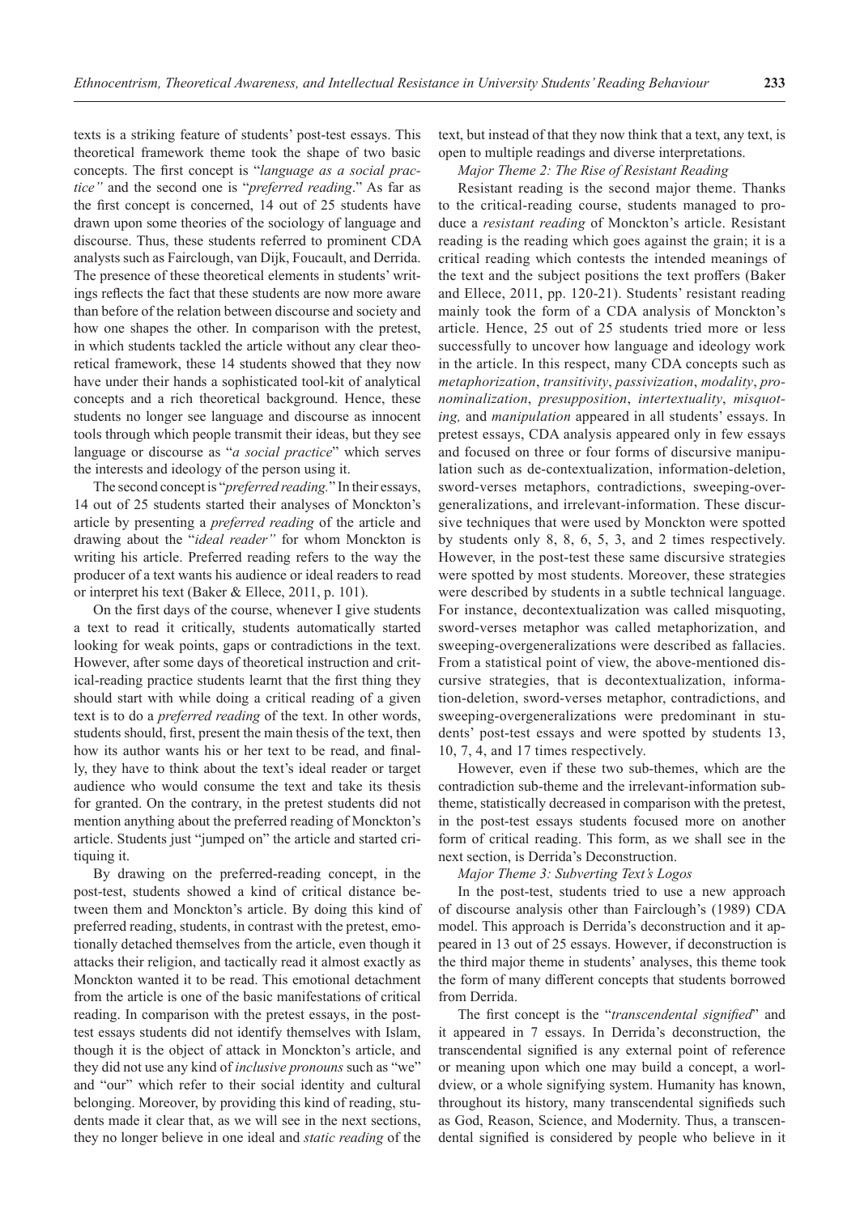texts is a striking feature of students' post-test essays. This theoretical framework theme took the shape of two basic concepts. The first concept is "*language as a social practice"* and the second one is "*preferred reading*." As far as the first concept is concerned, 14 out of 25 students have drawn upon some theories of the sociology of language and discourse. Thus, these students referred to prominent CDA analysts such as Fairclough, van Dijk, Foucault, and Derrida. The presence of these theoretical elements in students' writings reflects the fact that these students are now more aware than before of the relation between discourse and society and how one shapes the other. In comparison with the pretest, in which students tackled the article without any clear theoretical framework, these 14 students showed that they now have under their hands a sophisticated tool-kit of analytical concepts and a rich theoretical background. Hence, these students no longer see language and discourse as innocent tools through which people transmit their ideas, but they see language or discourse as "*a social practice*" which serves the interests and ideology of the person using it.

The second concept is "*preferred reading.*" In their essays, 14 out of 25 students started their analyses of Monckton's article by presenting a *preferred reading* of the article and drawing about the "*ideal reader"* for whom Monckton is writing his article. Preferred reading refers to the way the producer of a text wants his audience or ideal readers to read or interpret his text (Baker & Ellece, 2011, p. 101).

On the first days of the course, whenever I give students a text to read it critically, students automatically started looking for weak points, gaps or contradictions in the text. However, after some days of theoretical instruction and critical-reading practice students learnt that the first thing they should start with while doing a critical reading of a given text is to do a *preferred reading* of the text. In other words, students should, first, present the main thesis of the text, then how its author wants his or her text to be read, and finally, they have to think about the text's ideal reader or target audience who would consume the text and take its thesis for granted. On the contrary, in the pretest students did not mention anything about the preferred reading of Monckton's article. Students just "jumped on" the article and started critiquing it.

By drawing on the preferred-reading concept, in the post-test, students showed a kind of critical distance between them and Monckton's article. By doing this kind of preferred reading, students, in contrast with the pretest, emotionally detached themselves from the article, even though it attacks their religion, and tactically read it almost exactly as Monckton wanted it to be read. This emotional detachment from the article is one of the basic manifestations of critical reading. In comparison with the pretest essays, in the post-test essays students did not identify themselves with Islam, though it is the object of attack in Monckton's article, and they did not use any kind of *inclusive pronouns* such as "we" and "our" which refer to their social identity and cultural belonging. Moreover, by providing this kind of reading, students made it clear that, as we will see in the next sections, they no longer believe in one ideal and *static reading* of the text, but instead of that they now think that a text, any text, is open to multiple readings and diverse interpretations.

*Major Theme 2: The Rise of Resistant Reading*

Resistant reading is the second major theme. Thanks to the critical-reading course, students managed to produce a *resistant reading* of Monckton's article. Resistant reading is the reading which goes against the grain; it is a critical reading which contests the intended meanings of the text and the subject positions the text proffers (Baker and Ellece, 2011, pp. 120-21). Students' resistant reading mainly took the form of a CDA analysis of Monckton's article. Hence, 25 out of 25 students tried more or less successfully to uncover how language and ideology work in the article. In this respect, many CDA concepts such as *metaphorization*, *transitivity*, *passivization*, *modality*, *pronominalization*, *presupposition*, *intertextuality*, *misquoting,* and *manipulation* appeared in all students' essays. In pretest essays, CDA analysis appeared only in few essays and focused on three or four forms of discursive manipulation such as de-contextualization, information-deletion, sword-verses metaphors, contradictions, sweeping-over-generalizations, and irrelevant-information. These discursive techniques that were used by Monckton were spotted by students only 8, 8, 6, 5, 3, and 2 times respectively. However, in the post-test these same discursive strategies were spotted by most students. Moreover, these strategies were described by students in a subtle technical language. For instance, decontextualization was called misquoting, sword-verses metaphor was called metaphorization, and sweeping-overgeneralizations were described as fallacies. From a statistical point of view, the above-mentioned discursive strategies, that is decontextualization, information-deletion, sword-verses metaphor, contradictions, and sweeping-overgeneralizations were predominant in students' post-test essays and were spotted by students 13, 10, 7, 4, and 17 times respectively.

However, even if these two sub-themes, which are the contradiction sub-theme and the irrelevant-information sub-theme, statistically decreased in comparison with the pretest, in the post-test essays students focused more on another form of critical reading. This form, as we shall see in the next section, is Derrida's Deconstruction.

*Major Theme 3: Subverting Text's Logos*

In the post-test, students tried to use a new approach of discourse analysis other than Fairclough's (1989) CDA model. This approach is Derrida's deconstruction and it appeared in 13 out of 25 essays. However, if deconstruction is the third major theme in students' analyses, this theme took the form of many different concepts that students borrowed from Derrida.

The first concept is the "*transcendental signified*" and it appeared in 7 essays. In Derrida's deconstruction, the transcendental signified is any external point of reference or meaning upon which one may build a concept, a worldview, or a whole signifying system. Humanity has known, throughout its history, many transcendental signifieds such as God, Reason, Science, and Modernity. Thus, a transcendental signified is considered by people who believe in it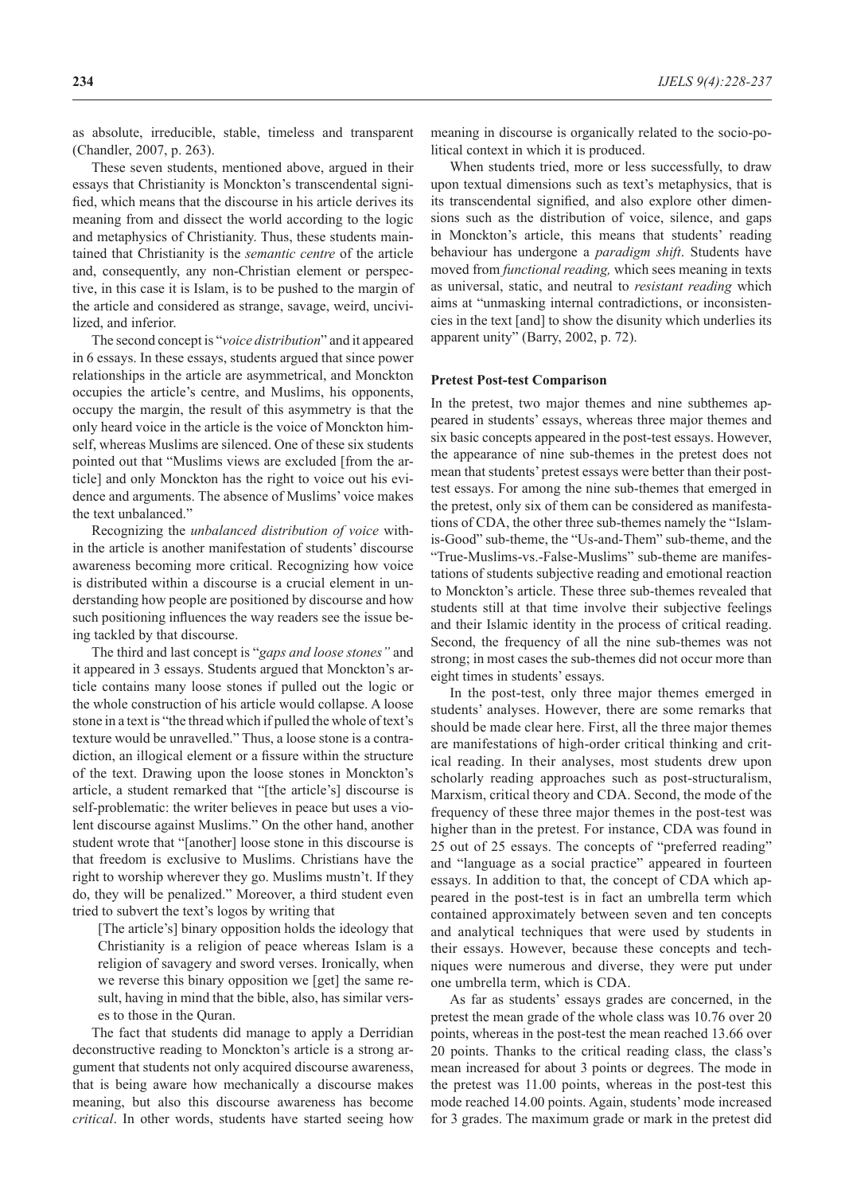as absolute, irreducible, stable, timeless and transparent (Chandler, 2007, p. 263).

These seven students, mentioned above, argued in their essays that Christianity is Monckton's transcendental signified, which means that the discourse in his article derives its meaning from and dissect the world according to the logic and metaphysics of Christianity. Thus, these students maintained that Christianity is the *semantic centre* of the article and, consequently, any non-Christian element or perspective, in this case it is Islam, is to be pushed to the margin of the article and considered as strange, savage, weird, uncivilized, and inferior.

The second concept is "*voice distribution*" and it appeared in 6 essays. In these essays, students argued that since power relationships in the article are asymmetrical, and Monckton occupies the article's centre, and Muslims, his opponents, occupy the margin, the result of this asymmetry is that the only heard voice in the article is the voice of Monckton himself, whereas Muslims are silenced. One of these six students pointed out that "Muslims views are excluded [from the article] and only Monckton has the right to voice out his evidence and arguments. The absence of Muslims' voice makes the text unbalanced."

Recognizing the *unbalanced distribution of voice* within the article is another manifestation of students' discourse awareness becoming more critical. Recognizing how voice is distributed within a discourse is a crucial element in understanding how people are positioned by discourse and how such positioning influences the way readers see the issue being tackled by that discourse.

The third and last concept is "*gaps and loose stones"* and it appeared in 3 essays. Students argued that Monckton's article contains many loose stones if pulled out the logic or the whole construction of his article would collapse. A loose stone in a text is "the thread which if pulled the whole of text's texture would be unravelled." Thus, a loose stone is a contradiction, an illogical element or a fissure within the structure of the text. Drawing upon the loose stones in Monckton's article, a student remarked that "[the article's] discourse is self-problematic: the writer believes in peace but uses a violent discourse against Muslims." On the other hand, another student wrote that "[another] loose stone in this discourse is that freedom is exclusive to Muslims. Christians have the right to worship wherever they go. Muslims mustn't. If they do, they will be penalized." Moreover, a third student even tried to subvert the text's logos by writing that

> [The article's] binary opposition holds the ideology that Christianity is a religion of peace whereas Islam is a religion of savagery and sword verses. Ironically, when we reverse this binary opposition we [get] the same result, having in mind that the bible, also, has similar verses to those in the Quran.

The fact that students did manage to apply a Derridian deconstructive reading to Monckton's article is a strong argument that students not only acquired discourse awareness, that is being aware how mechanically a discourse makes meaning, but also this discourse awareness has become *critical*. In other words, students have started seeing how meaning in discourse is organically related to the socio-political context in which it is produced.

When students tried, more or less successfully, to draw upon textual dimensions such as text's metaphysics, that is its transcendental signified, and also explore other dimensions such as the distribution of voice, silence, and gaps in Monckton's article, this means that students' reading behaviour has undergone a *paradigm shift*. Students have moved from *functional reading,* which sees meaning in texts as universal, static, and neutral to *resistant reading* which aims at "unmasking internal contradictions, or inconsistencies in the text [and] to show the disunity which underlies its apparent unity" (Barry, 2002, p. 72).

### Pretest Post-test Comparison

In the pretest, two major themes and nine subthemes appeared in students' essays, whereas three major themes and six basic concepts appeared in the post-test essays. However, the appearance of nine sub-themes in the pretest does not mean that students' pretest essays were better than their post-test essays. For among the nine sub-themes that emerged in the pretest, only six of them can be considered as manifestations of CDA, the other three sub-themes namely the "Islam-is-Good" sub-theme, the "Us-and-Them" sub-theme, and the "True-Muslims-vs.-False-Muslims" sub-theme are manifestations of students subjective reading and emotional reaction to Monckton's article. These three sub-themes revealed that students still at that time involve their subjective feelings and their Islamic identity in the process of critical reading. Second, the frequency of all the nine sub-themes was not strong; in most cases the sub-themes did not occur more than eight times in students' essays.

In the post-test, only three major themes emerged in students' analyses. However, there are some remarks that should be made clear here. First, all the three major themes are manifestations of high-order critical thinking and critical reading. In their analyses, most students drew upon scholarly reading approaches such as post-structuralism, Marxism, critical theory and CDA. Second, the mode of the frequency of these three major themes in the post-test was higher than in the pretest. For instance, CDA was found in 25 out of 25 essays. The concepts of "preferred reading" and "language as a social practice" appeared in fourteen essays. In addition to that, the concept of CDA which appeared in the post-test is in fact an umbrella term which contained approximately between seven and ten concepts and analytical techniques that were used by students in their essays. However, because these concepts and techniques were numerous and diverse, they were put under one umbrella term, which is CDA.

As far as students' essays grades are concerned, in the pretest the mean grade of the whole class was 10.76 over 20 points, whereas in the post-test the mean reached 13.66 over 20 points. Thanks to the critical reading class, the class's mean increased for about 3 points or degrees. The mode in the pretest was 11.00 points, whereas in the post-test this mode reached 14.00 points. Again, students' mode increased for 3 grades. The maximum grade or mark in the pretest did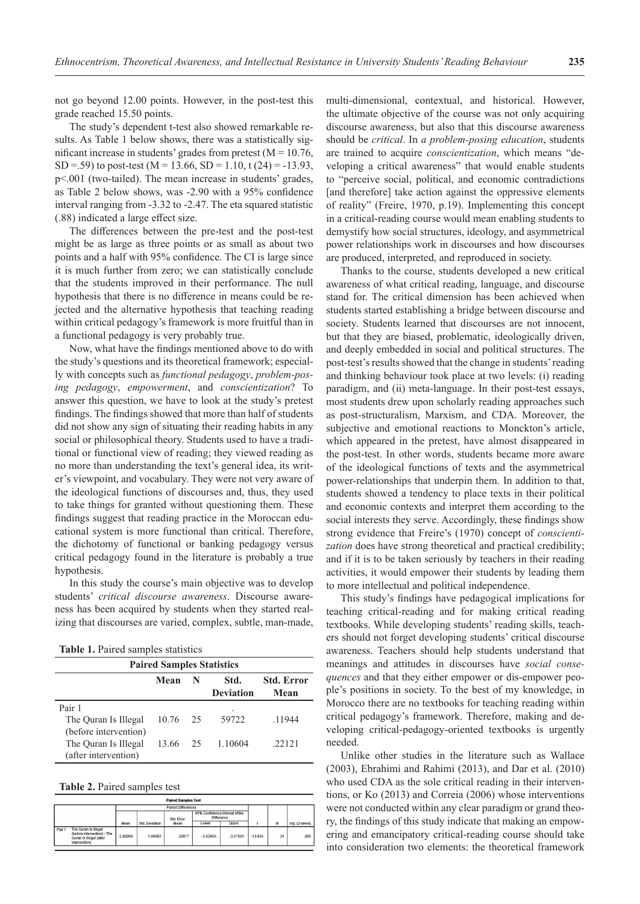not go beyond 12.00 points. However, in the post-test this grade reached 15.50 points.

The study's dependent t-test also showed remarkable results. As Table 1 below shows, there was a statistically significant increase in students' grades from pretest (M = 10.76, SD =.59) to post-test (M = 13.66, SD = 1.10, t (24) = -13.93, p<.001 (two-tailed). The mean increase in students' grades, as Table 2 below shows, was -2.90 with a 95% confidence interval ranging from -3.32 to -2.47. The eta squared statistic (.88) indicated a large effect size.

The differences between the pre-test and the post-test might be as large as three points or as small as about two points and a half with 95% confidence. The CI is large since it is much further from zero; we can statistically conclude that the students improved in their performance. The null hypothesis that there is no difference in means could be rejected and the alternative hypothesis that teaching reading within critical pedagogy's framework is more fruitful than in a functional pedagogy is very probably true.

Now, what have the findings mentioned above to do with the study's questions and its theoretical framework; especially with concepts such as *functional pedagogy*, *problem-posing pedagogy*, *empowerment*, and *conscientization*? To answer this question, we have to look at the study's pretest findings. The findings showed that more than half of students did not show any sign of situating their reading habits in any social or philosophical theory. Students used to have a traditional or functional view of reading; they viewed reading as no more than understanding the text's general idea, its writer's viewpoint, and vocabulary. They were not very aware of the ideological functions of discourses and, thus, they used to take things for granted without questioning them. These findings suggest that reading practice in the Moroccan educational system is more functional than critical. Therefore, the dichotomy of functional or banking pedagogy versus critical pedagogy found in the literature is probably a true hypothesis.

In this study the course's main objective was to develop students' *critical discourse awareness*. Discourse awareness has been acquired by students when they started realizing that discourses are varied, complex, subtle, man-made,

**Table 1.** Paired samples statistics

| Paired Samples Statistics | Mean | N | Std. Deviation | Std. Error Mean |
|---|---|---|---|---|
| Pair 1 | | | | |
| The Quran Is Illegal (before intervention) | 10.76 | 25 | .59722 | .11944 |
| The Quran Is Illegal (after intervention) | 13.66 | 25 | 1.10604 | .22121 |

**Table 2.** Paired samples test

| Paired Samples Test | | Paired Differences | | | | | t | df | Sig. (2-tailed) |
|---|---|---|---|---|---|---|---|---|---|
| | | Mean | Std. Deviation | Std. Error Mean | 95% Confidence Interval of the Difference | | | | |
| | | | | | Lower | Upper | | | |
| Pair 1 | The Quran Is Illegal (before intervention) - The Quran Is Illegal (after intervention) | -2.90000- | 1.04083 | .20817 | -3.32963- | -2.47037- | -13.931- | 24 | .000 |

multi-dimensional, contextual, and historical. However, the ultimate objective of the course was not only acquiring discourse awareness, but also that this discourse awareness should be *critical*. In *a problem-posing education*, students are trained to acquire *conscientization*, which means "developing a critical awareness" that would enable students to "perceive social, political, and economic contradictions [and therefore] take action against the oppressive elements of reality" (Freire, 1970, p.19). Implementing this concept in a critical-reading course would mean enabling students to demystify how social structures, ideology, and asymmetrical power relationships work in discourses and how discourses are produced, interpreted, and reproduced in society.

Thanks to the course, students developed a new critical awareness of what critical reading, language, and discourse stand for. The critical dimension has been achieved when students started establishing a bridge between discourse and society. Students learned that discourses are not innocent, but that they are biased, problematic, ideologically driven, and deeply embedded in social and political structures. The post-test's results showed that the change in students' reading and thinking behaviour took place at two levels: (i) reading paradigm, and (ii) meta-language. In their post-test essays, most students drew upon scholarly reading approaches such as post-structuralism, Marxism, and CDA. Moreover, the subjective and emotional reactions to Monckton's article, which appeared in the pretest, have almost disappeared in the post-test. In other words, students became more aware of the ideological functions of texts and the asymmetrical power-relationships that underpin them. In addition to that, students showed a tendency to place texts in their political and economic contexts and interpret them according to the social interests they serve. Accordingly, these findings show strong evidence that Freire's (1970) concept of *conscientization* does have strong theoretical and practical credibility; and if it is to be taken seriously by teachers in their reading activities, it would empower their students by leading them to more intellectual and political independence.

This study's findings have pedagogical implications for teaching critical-reading and for making critical reading textbooks. While developing students' reading skills, teachers should not forget developing students' critical discourse awareness. Teachers should help students understand that meanings and attitudes in discourses have *social consequences* and that they either empower or dis-empower people's positions in society. To the best of my knowledge, in Morocco there are no textbooks for teaching reading within critical pedagogy's framework. Therefore, making and developing critical-pedagogy-oriented textbooks is urgently needed.

Unlike other studies in the literature such as Wallace (2003), Ebrahimi and Rahimi (2013), and Dar et al. (2010) who used CDA as the sole critical reading in their interventions, or Ko (2013) and Correia (2006) whose interventions were not conducted within any clear paradigm or grand theory, the findings of this study indicate that making an empowering and emancipatory critical-reading course should take into consideration two elements: the theoretical framework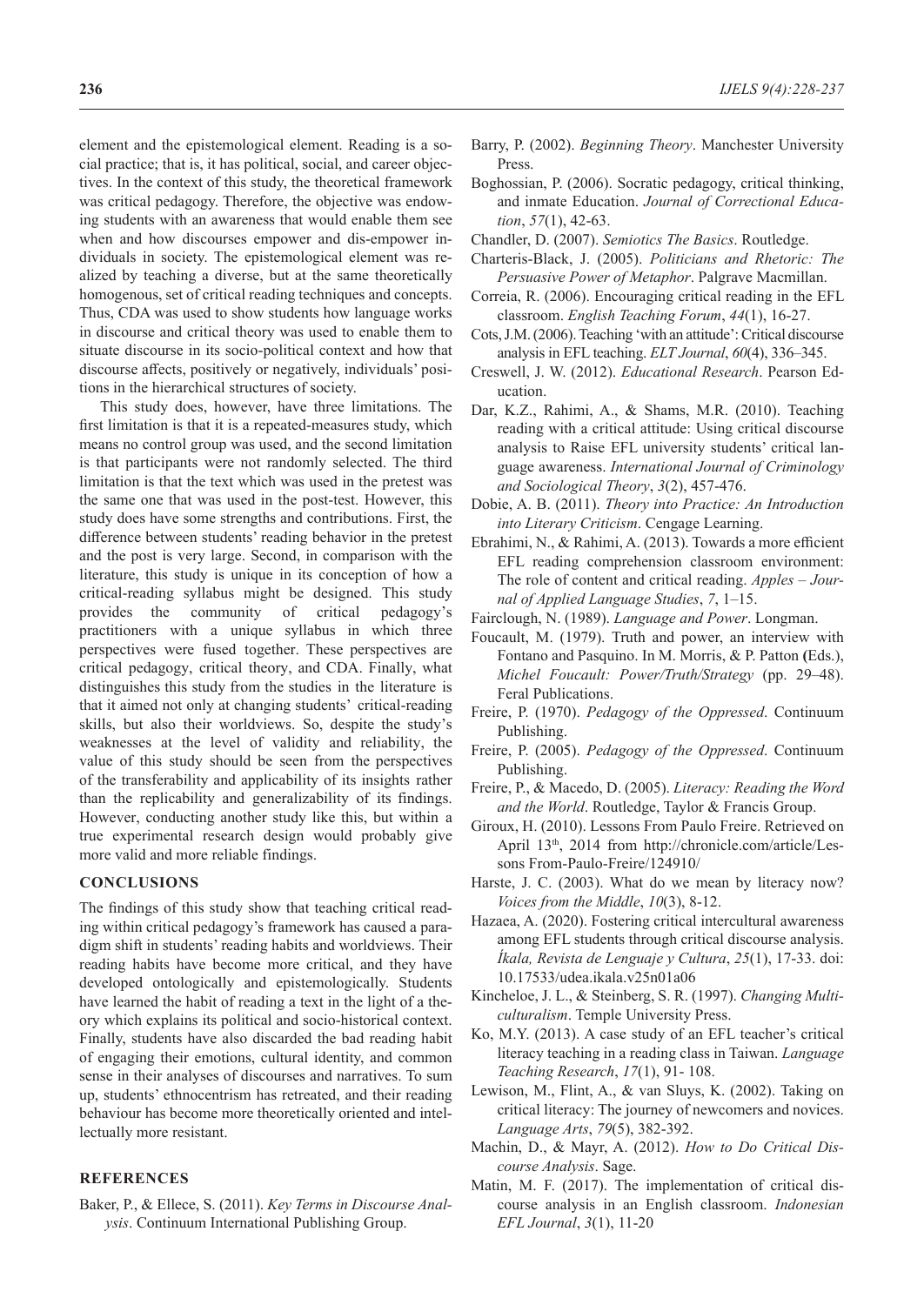element and the epistemological element. Reading is a social practice; that is, it has political, social, and career objectives. In the context of this study, the theoretical framework was critical pedagogy. Therefore, the objective was endowing students with an awareness that would enable them see when and how discourses empower and dis-empower individuals in society. The epistemological element was realized by teaching a diverse, but at the same theoretically homogenous, set of critical reading techniques and concepts. Thus, CDA was used to show students how language works in discourse and critical theory was used to enable them to situate discourse in its socio-political context and how that discourse affects, positively or negatively, individuals' positions in the hierarchical structures of society.

This study does, however, have three limitations. The first limitation is that it is a repeated-measures study, which means no control group was used, and the second limitation is that participants were not randomly selected. The third limitation is that the text which was used in the pretest was the same one that was used in the post-test. However, this study does have some strengths and contributions. First, the difference between students' reading behavior in the pretest and the post is very large. Second, in comparison with the literature, this study is unique in its conception of how a critical-reading syllabus might be designed. This study provides the community of critical pedagogy's practitioners with a unique syllabus in which three perspectives were fused together. These perspectives are critical pedagogy, critical theory, and CDA. Finally, what distinguishes this study from the studies in the literature is that it aimed not only at changing students' critical-reading skills, but also their worldviews. So, despite the study's weaknesses at the level of validity and reliability, the value of this study should be seen from the perspectives of the transferability and applicability of its insights rather than the replicability and generalizability of its findings. However, conducting another study like this, but within a true experimental research design would probably give more valid and more reliable findings.

## CONCLUSIONS

The findings of this study show that teaching critical reading within critical pedagogy's framework has caused a paradigm shift in students' reading habits and worldviews. Their reading habits have become more critical, and they have developed ontologically and epistemologically. Students have learned the habit of reading a text in the light of a theory which explains its political and socio-historical context. Finally, students have also discarded the bad reading habit of engaging their emotions, cultural identity, and common sense in their analyses of discourses and narratives. To sum up, students' ethnocentrism has retreated, and their reading behaviour has become more theoretically oriented and intellectually more resistant.

## REFERENCES

Baker, P., & Ellece, S. (2011). *Key Terms in Discourse Analysis*. Continuum International Publishing Group.

Barry, P. (2002). *Beginning Theory*. Manchester University Press.

Boghossian, P. (2006). Socratic pedagogy, critical thinking, and inmate Education. *Journal of Correctional Education*, *57*(1), 42-63.

Chandler, D. (2007). *Semiotics The Basics*. Routledge.

Charteris-Black, J. (2005). *Politicians and Rhetoric: The Persuasive Power of Metaphor*. Palgrave Macmillan.

Correia, R. (2006). Encouraging critical reading in the EFL classroom. *English Teaching Forum*, *44*(1), 16-27.

Cots, J.M. (2006). Teaching 'with an attitude': Critical discourse analysis in EFL teaching. *ELT Journal*, *60*(4), 336–345.

Creswell, J. W. (2012). *Educational Research*. Pearson Education.

Dar, K.Z., Rahimi, A., & Shams, M.R. (2010). Teaching reading with a critical attitude: Using critical discourse analysis to Raise EFL university students' critical language awareness. *International Journal of Criminology and Sociological Theory*, *3*(2), 457-476.

Dobie, A. B. (2011). *Theory into Practice: An Introduction into Literary Criticism*. Cengage Learning.

Ebrahimi, N., & Rahimi, A. (2013). Towards a more efficient EFL reading comprehension classroom environment: The role of content and critical reading. *Apples – Journal of Applied Language Studies*, *7*, 1–15.

Fairclough, N. (1989). *Language and Power*. Longman.

Foucault, M. (1979). Truth and power, an interview with Fontano and Pasquino. In M. Morris, & P. Patton (Eds.), *Michel Foucault: Power/Truth/Strategy* (pp. 29–48). Feral Publications.

Freire, P. (1970). *Pedagogy of the Oppressed*. Continuum Publishing.

Freire, P. (2005). *Pedagogy of the Oppressed*. Continuum Publishing.

Freire, P., & Macedo, D. (2005). *Literacy: Reading the Word and the World*. Routledge, Taylor & Francis Group.

Giroux, H. (2010). Lessons From Paulo Freire. Retrieved on April 13th, 2014 from http://chronicle.com/article/Lessons From-Paulo-Freire/124910/

Harste, J. C. (2003). What do we mean by literacy now? *Voices from the Middle*, *10*(3), 8-12.

Hazaea, A. (2020). Fostering critical intercultural awareness among EFL students through critical discourse analysis. *Íkala, Revista de Lenguaje y Cultura*, *25*(1), 17-33. doi: 10.17533/udea.ikala.v25n01a06

Kincheloe, J. L., & Steinberg, S. R. (1997). *Changing Multiculturalism*. Temple University Press.

Ko, M.Y. (2013). A case study of an EFL teacher's critical literacy teaching in a reading class in Taiwan. *Language Teaching Research*, *17*(1), 91- 108.

Lewison, M., Flint, A., & van Sluys, K. (2002). Taking on critical literacy: The journey of newcomers and novices. *Language Arts*, *79*(5), 382-392.

Machin, D., & Mayr, A. (2012). *How to Do Critical Discourse Analysis*. Sage.

Matin, M. F. (2017). The implementation of critical discourse analysis in an English classroom. *Indonesian EFL Journal*, *3*(1), 11-20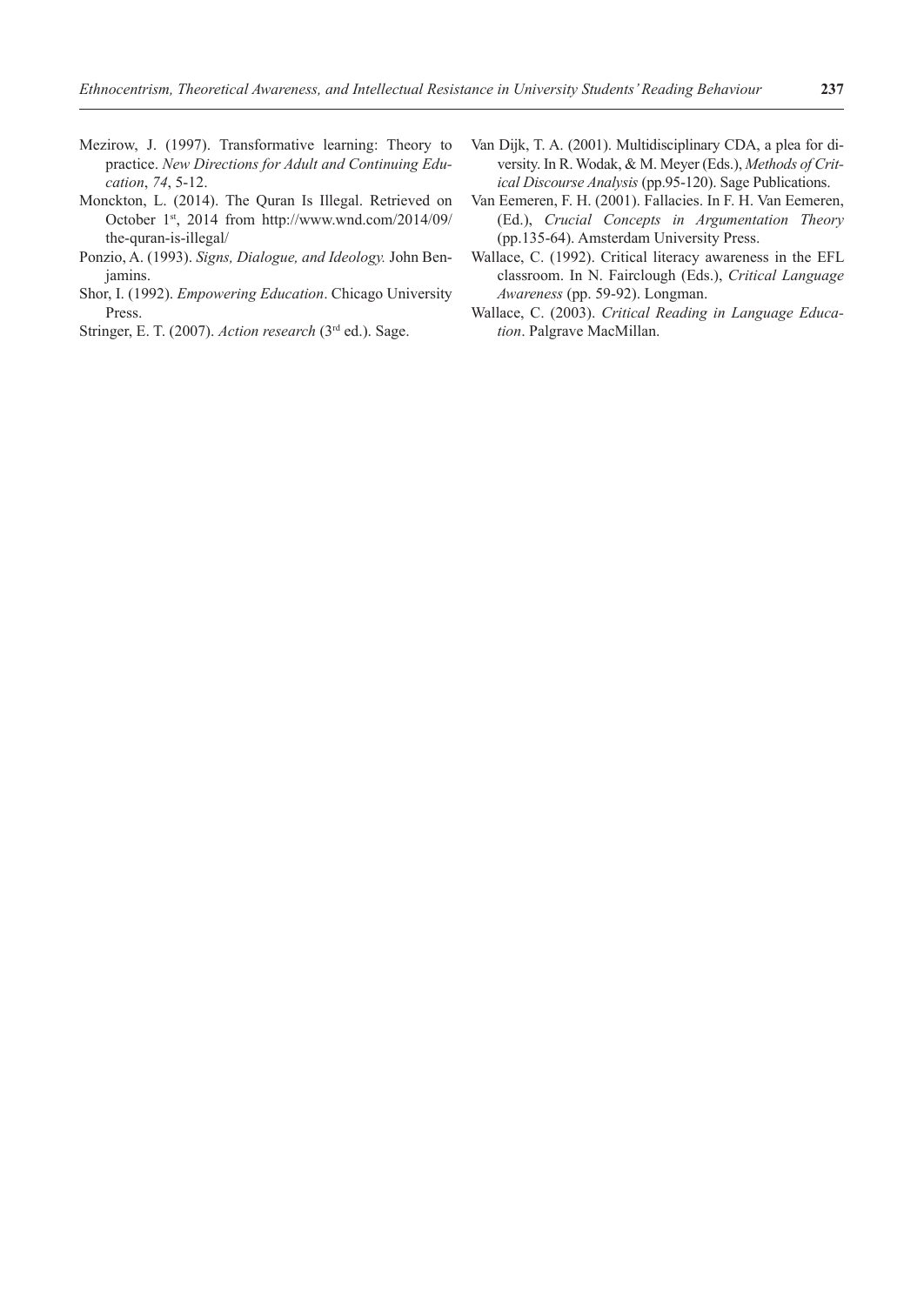Mezirow, J. (1997). Transformative learning: Theory to practice. *New Directions for Adult and Continuing Education*, *74*, 5-12.

Monckton, L. (2014). The Quran Is Illegal. Retrieved on October 1st, 2014 from http://www.wnd.com/2014/09/the-quran-is-illegal/

Ponzio, A. (1993). *Signs, Dialogue, and Ideology.* John Benjamins.

Shor, I. (1992). *Empowering Education*. Chicago University Press.

Stringer, E. T. (2007). *Action research* (3rd ed.). Sage.

Van Dijk, T. A. (2001). Multidisciplinary CDA, a plea for diversity. In R. Wodak, & M. Meyer (Eds.), *Methods of Critical Discourse Analysis* (pp.95-120). Sage Publications.

Van Eemeren, F. H. (2001). Fallacies. In F. H. Van Eemeren, (Ed.), *Crucial Concepts in Argumentation Theory* (pp.135-64). Amsterdam University Press.

Wallace, C. (1992). Critical literacy awareness in the EFL classroom. In N. Fairclough (Eds.), *Critical Language Awareness* (pp. 59-92). Longman.

Wallace, C. (2003). *Critical Reading in Language Education*. Palgrave MacMillan.